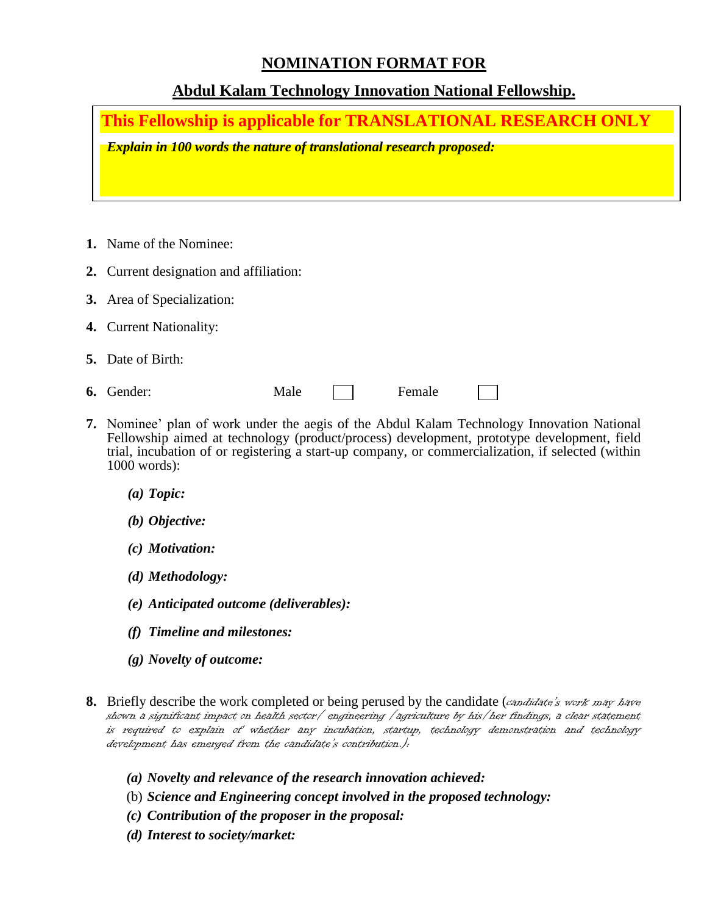# NOMINATION FORMAT FOR

## Abdul Kalam Technology Innovation National Fellowship.

**This Fellowship is applicable for TRANSLATIONAL RESEARCH ONLY**

***Explain in 100 words the nature of translational research proposed:***

1. Name of the Nominee:
2. Current designation and affiliation:
3. Area of Specialization:
4. Current Nationality:
5. Date of Birth:
6. Gender: Male ☐ Female ☐
7. Nominee' plan of work under the aegis of the Abdul Kalam Technology Innovation National Fellowship aimed at technology (product/process) development, prototype development, field trial, incubation of or registering a start-up company, or commercialization, if selected (within 1000 words):

   ***(a) Topic:***

   ***(b) Objective:***

   ***(c) Motivation:***

   ***(d) Methodology:***

   ***(e) Anticipated outcome (deliverables):***

   ***(f) Timeline and milestones:***

   ***(g) Novelty of outcome:***

8. Briefly describe the work completed or being perused by the candidate (*candidate's work may have shown a significant impact on health sector/ engineering /agriculture by his/her findings, a clear statement is required to explain of whether any incubation, startup, technology demonstration and technology development has emerged from the candidate's contribution.*):

   ***(a) Novelty and relevance of the research innovation achieved:***

   (b) ***Science and Engineering concept involved in the proposed technology:***

   ***(c) Contribution of the proposer in the proposal:***

   ***(d) Interest to society/market:***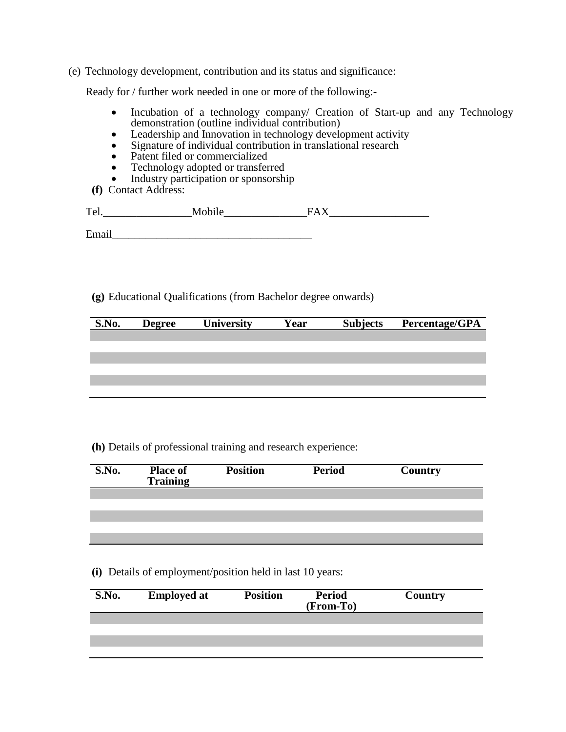(e) Technology development, contribution and its status and significance:

Ready for / further work needed in one or more of the following:-

- Incubation of a technology company/ Creation of Start-up and any Technology demonstration (outline individual contribution)
- Leadership and Innovation in technology development activity
- Signature of individual contribution in translational research
- Patent filed or commercialized
- Technology adopted or transferred
- Industry participation or sponsorship

**(f)** Contact Address:

Tel.________________Mobile_______________FAX__________________

Email____________________________________

**(g)** Educational Qualifications (from Bachelor degree onwards)

| S.No. | Degree | University | Year | Subjects | Percentage/GPA |
|---|---|---|---|---|---|
| | | | | | |
| | | | | | |
| | | | | | |
| | | | | | |
| | | | | | |

**(h)** Details of professional training and research experience:

| S.No. | Place of Training | Position | Period | Country |
|---|---|---|---|---|
| | | | | |
| | | | | |
| | | | | |
| | | | | |
| | | | | |

**(i)** Details of employment/position held in last 10 years:

| S.No. | Employed at | Position | Period (From-To) | Country |
|---|---|---|---|---|
| | | | | |
| | | | | |
| | | | | |
| | | | | |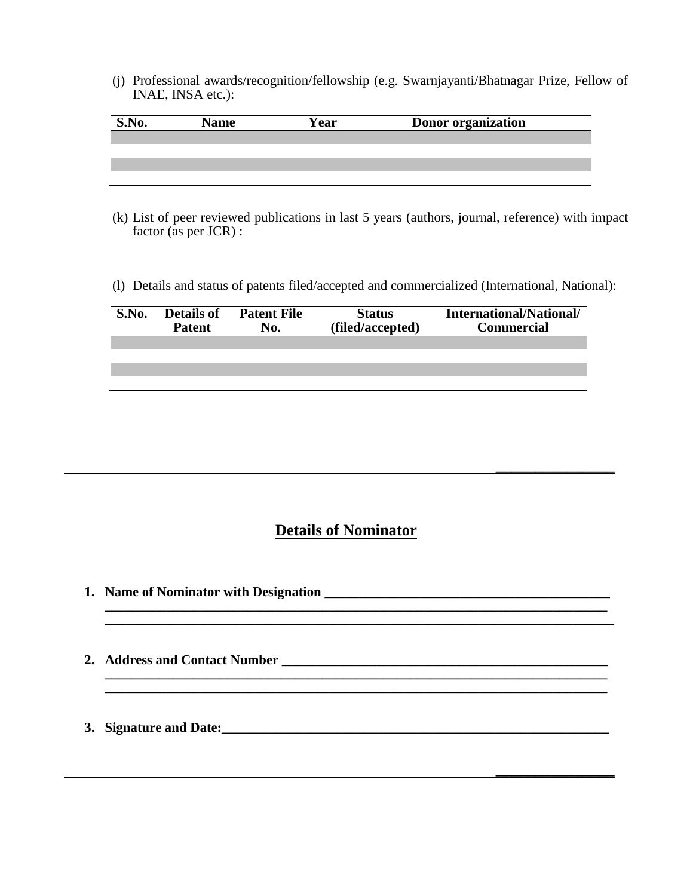(j) Professional awards/recognition/fellowship (e.g. Swarnjayanti/Bhatnagar Prize, Fellow of INAE, INSA etc.):

| S.No. | Name | Year | Donor organization |
|---|---|---|---|
| | | | |
| | | | |
| | | | |
| | | | |

(k) List of peer reviewed publications in last 5 years (authors, journal, reference) with impact factor (as per JCR) :

(l) Details and status of patents filed/accepted and commercialized (International, National):

| S.No. | Details of Patent | Patent File No. | Status (filed/accepted) | International/National/ Commercial |
|---|---|---|---|---|
| | | | | |
| | | | | |
| | | | | |
| | | | | |

---

## Details of Nominator

1. **Name of Nominator with Designation ________________________________________**
   **________________________________________________________________________**
   **________________________________________________________________________**

2. **Address and Contact Number ________________________________________________**
   **________________________________________________________________________**
   **________________________________________________________________________**

3. **Signature and Date:______________________________________________________**

---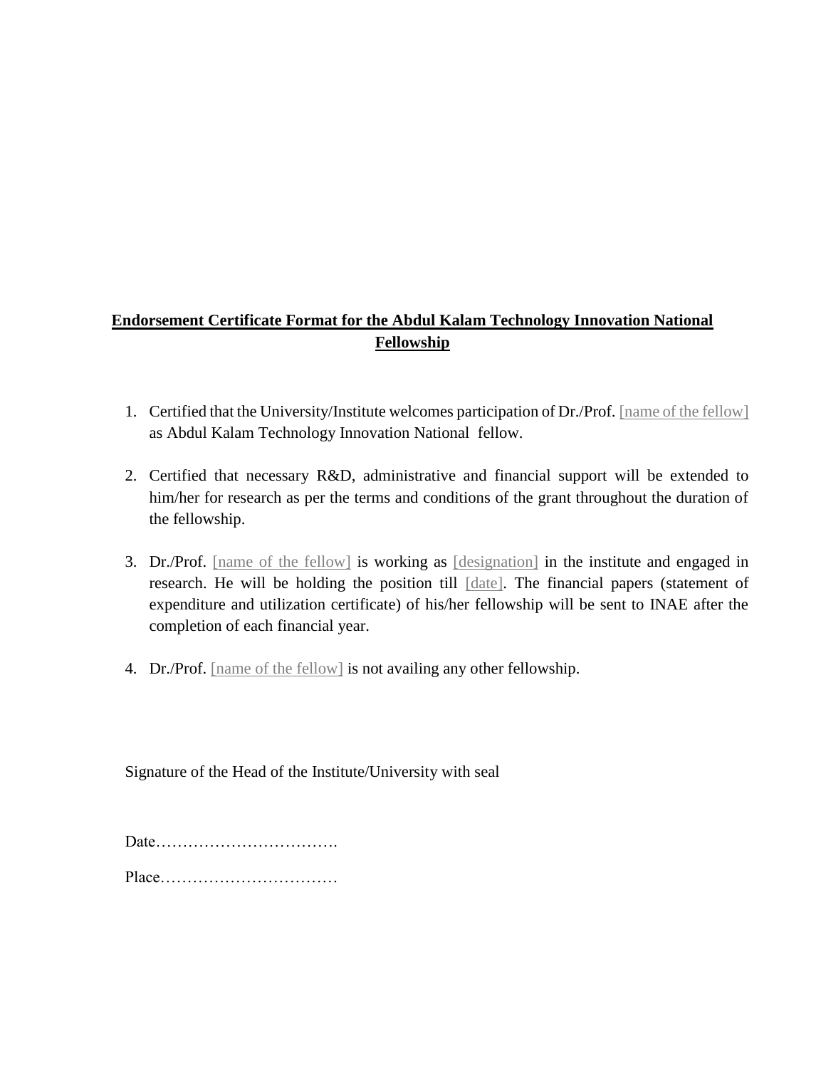**Endorsement Certificate Format for the Abdul Kalam Technology Innovation National Fellowship**

1. Certified that the University/Institute welcomes participation of Dr./Prof. [name of the fellow] as Abdul Kalam Technology Innovation National fellow.

2. Certified that necessary R&D, administrative and financial support will be extended to him/her for research as per the terms and conditions of the grant throughout the duration of the fellowship.

3. Dr./Prof. [name of the fellow] is working as [designation] in the institute and engaged in research. He will be holding the position till [date]. The financial papers (statement of expenditure and utilization certificate) of his/her fellowship will be sent to INAE after the completion of each financial year.

4. Dr./Prof. [name of the fellow] is not availing any other fellowship.

Signature of the Head of the Institute/University with seal

Date…………………………….

Place……………………………